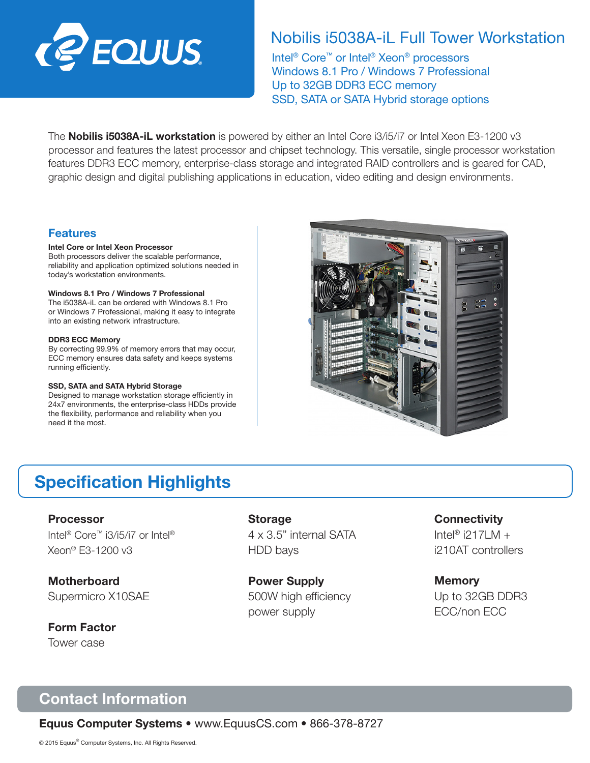# Nobilis i5038A-iL Full Tower Workstation

Intel® Core™ or Intel® Xeon® processors
Windows 8.1 Pro / Windows 7 Professional
Up to 32GB DDR3 ECC memory
SSD, SATA or SATA Hybrid storage options

The **Nobilis i5038A-iL workstation** is powered by either an Intel Core i3/i5/i7 or Intel Xeon E3-1200 v3 processor and features the latest processor and chipset technology. This versatile, single processor workstation features DDR3 ECC memory, enterprise-class storage and integrated RAID controllers and is geared for CAD, graphic design and digital publishing applications in education, video editing and design environments.

## Features

**Intel Core or Intel Xeon Processor**
Both processors deliver the scalable performance, reliability and application optimized solutions needed in today's workstation environments.

**Windows 8.1 Pro / Windows 7 Professional**
The i5038A-iL can be ordered with Windows 8.1 Pro or Windows 7 Professional, making it easy to integrate into an existing network infrastructure.

**DDR3 ECC Memory**
By correcting 99.9% of memory errors that may occur, ECC memory ensures data safety and keeps systems running efficiently.

**SSD, SATA and SATA Hybrid Storage**
Designed to manage workstation storage efficiently in 24x7 environments, the enterprise-class HDDs provide the flexibility, performance and reliability when you need it the most.

## Specification Highlights

### Processor
Intel® Core™ i3/i5/i7 or Intel® Xeon® E3-1200 v3

### Motherboard
Supermicro X10SAE

### Form Factor
Tower case

### Storage
4 x 3.5" internal SATA HDD bays

### Power Supply
500W high efficiency power supply

### Connectivity
Intel® i217LM + i210AT controllers

### Memory
Up to 32GB DDR3 ECC/non ECC

## Contact Information

**Equus Computer Systems** • www.EquusCS.com • 866-378-8727

© 2015 Equus® Computer Systems, Inc. All Rights Reserved.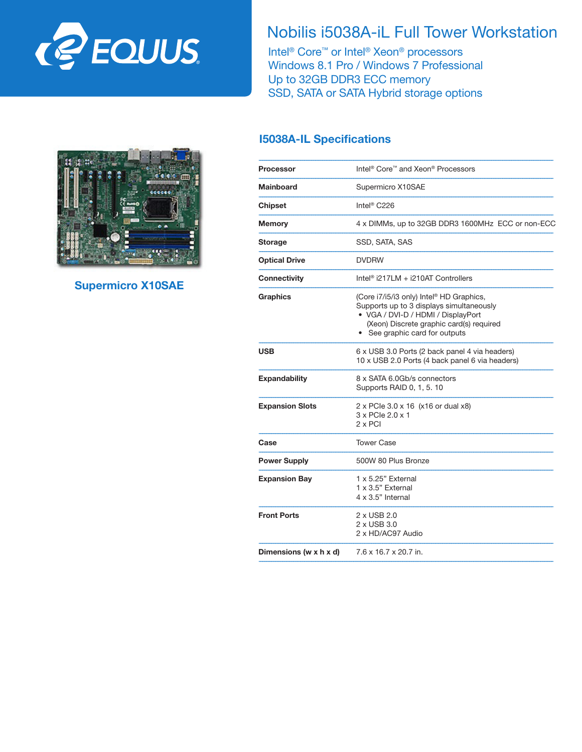EQUUS

# Nobilis i5038A-iL Full Tower Workstation

Intel® Core™ or Intel® Xeon® processors
Windows 8.1 Pro / Windows 7 Professional
Up to 32GB DDR3 ECC memory
SSD, SATA or SATA Hybrid storage options

**Supermicro X10SAE**

## I5038A-IL Specifications

| | |
|---|---|
| **Processor** | Intel® Core™ and Xeon® Processors |
| **Mainboard** | Supermicro X10SAE |
| **Chipset** | Intel® C226 |
| **Memory** | 4 x DIMMs, up to 32GB DDR3 1600MHz ECC or non-ECC |
| **Storage** | SSD, SATA, SAS |
| **Optical Drive** | DVDRW |
| **Connectivity** | Intel® i217LM + i210AT Controllers |
| **Graphics** | (Core i7/i5/i3 only) Intel® HD Graphics, Supports up to 3 displays simultaneously<br>• VGA / DVI-D / HDMI / DisplayPort<br>(Xeon) Discrete graphic card(s) required<br>• See graphic card for outputs |
| **USB** | 6 x USB 3.0 Ports (2 back panel 4 via headers)<br>10 x USB 2.0 Ports (4 back panel 6 via headers) |
| **Expandability** | 8 x SATA 6.0Gb/s connectors<br>Supports RAID 0, 1, 5. 10 |
| **Expansion Slots** | 2 x PCIe 3.0 x 16 (x16 or dual x8)<br>3 x PCIe 2.0 x 1<br>2 x PCI |
| **Case** | Tower Case |
| **Power Supply** | 500W 80 Plus Bronze |
| **Expansion Bay** | 1 x 5.25" External<br>1 x 3.5" External<br>4 x 3.5" Internal |
| **Front Ports** | 2 x USB 2.0<br>2 x USB 3.0<br>2 x HD/AC97 Audio |
| **Dimensions (w x h x d)** | 7.6 x 16.7 x 20.7 in. |